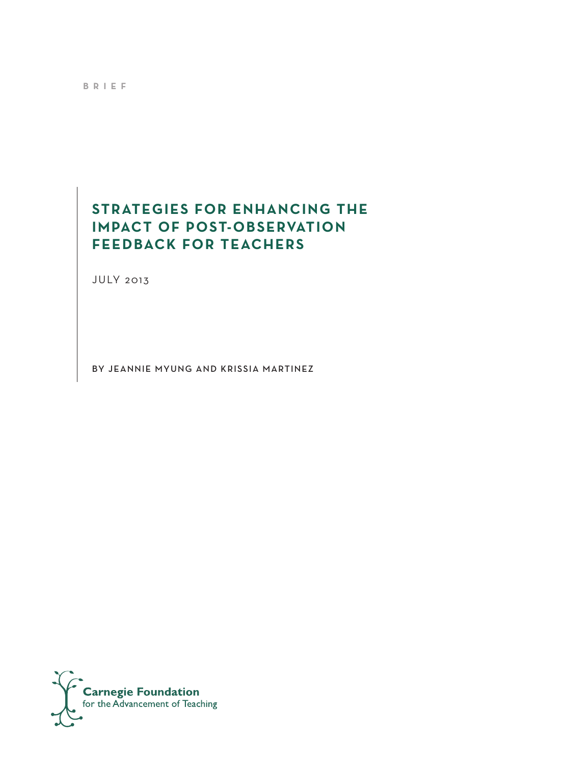BRIEF

# STRATEGIES FOR ENHANCING THE IMPACT OF POST-OBSERVATION FEEDBACK FOR TEACHERS

JULY 2013

BY JEANNIE MYUNG AND KRISSIA MARTINEZ

Carnegie Foundation for the Advancement of Teaching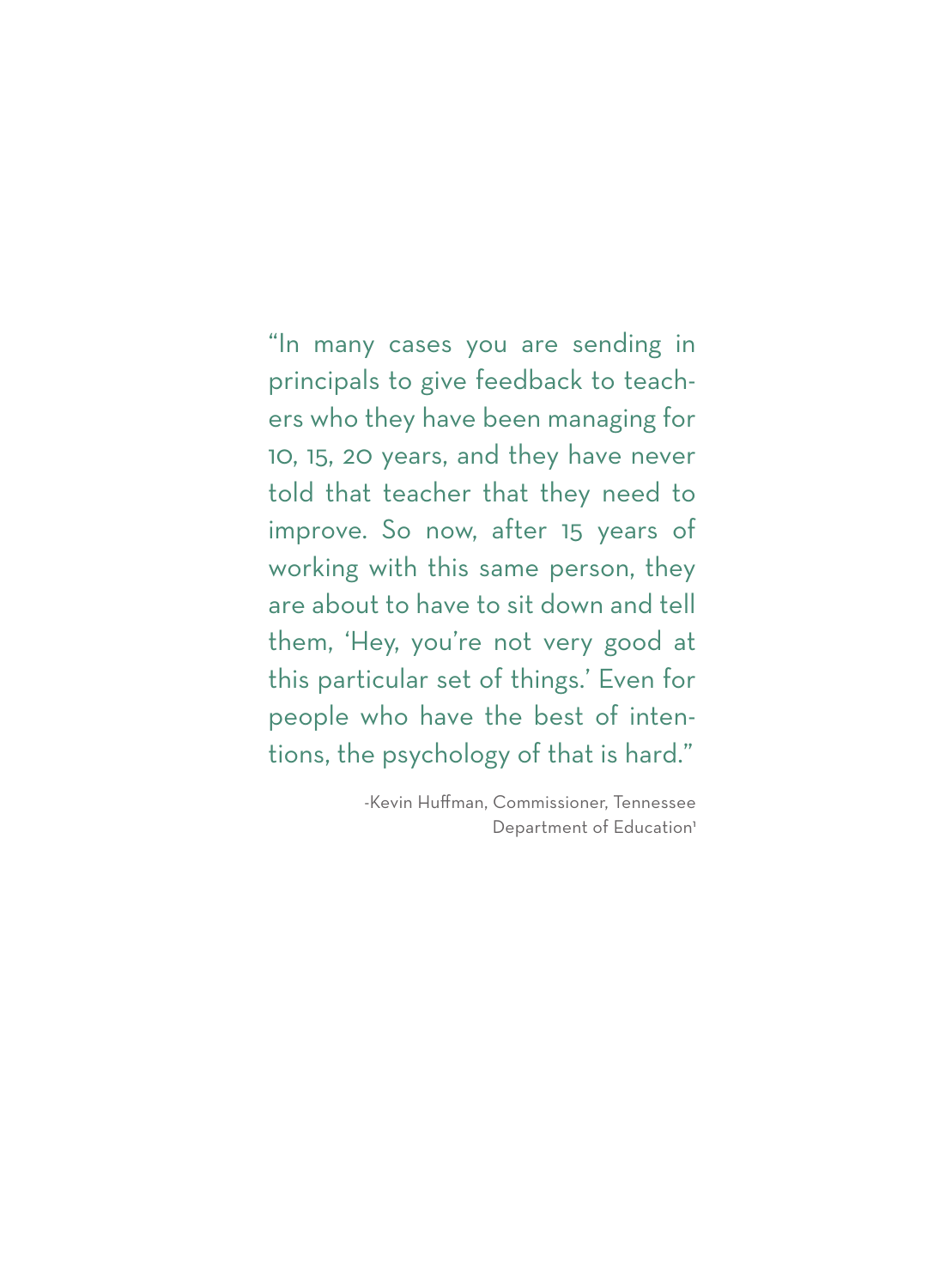"In many cases you are sending in principals to give feedback to teachers who they have been managing for 10, 15, 20 years, and they have never told that teacher that they need to improve. So now, after 15 years of working with this same person, they are about to have to sit down and tell them, 'Hey, you're not very good at this particular set of things.' Even for people who have the best of intentions, the psychology of that is hard."

-Kevin Huffman, Commissioner, Tennessee Department of Education[1]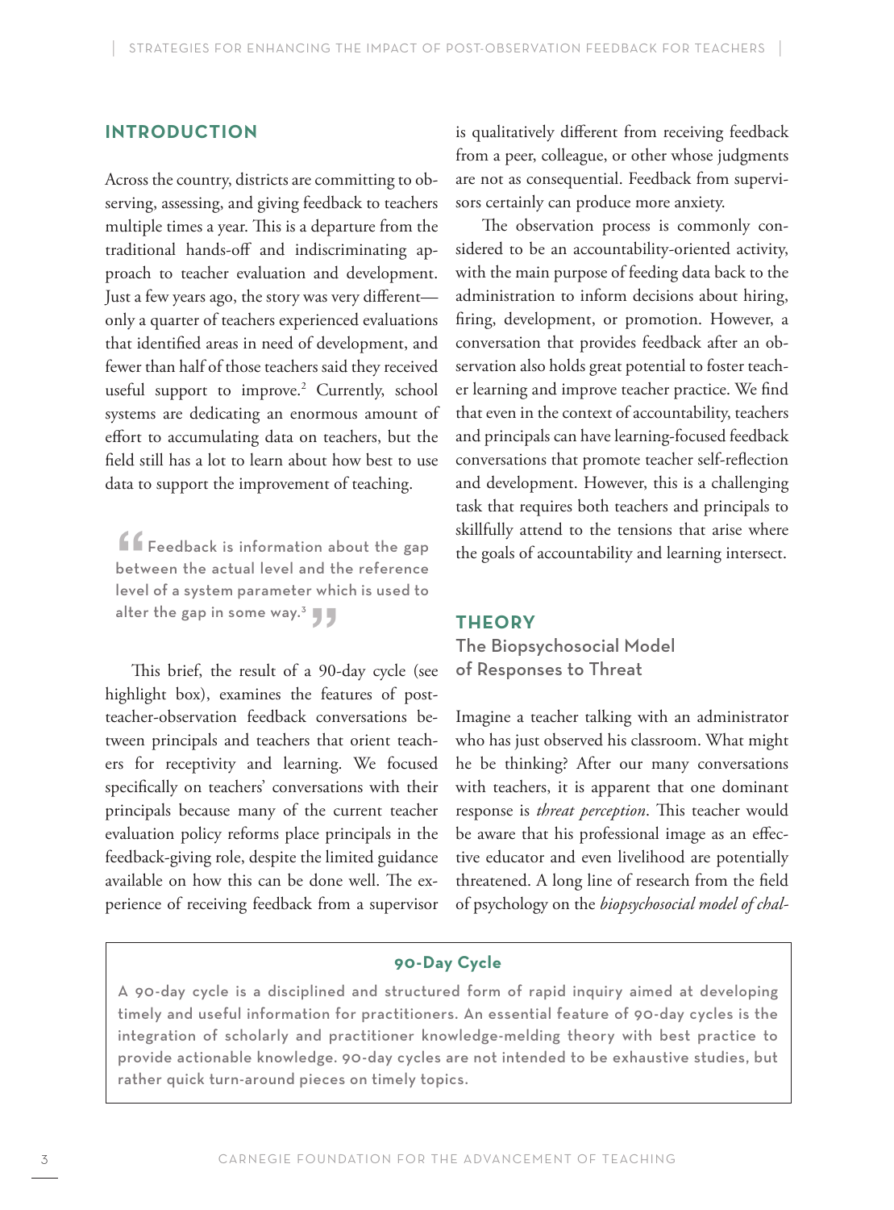## INTRODUCTION

Across the country, districts are committing to observing, assessing, and giving feedback to teachers multiple times a year. This is a departure from the traditional hands-off and indiscriminating approach to teacher evaluation and development. Just a few years ago, the story was very different—only a quarter of teachers experienced evaluations that identified areas in need of development, and fewer than half of those teachers said they received useful support to improve.[2] Currently, school systems are dedicating an enormous amount of effort to accumulating data on teachers, but the field still has a lot to learn about how best to use data to support the improvement of teaching.

> "Feedback is information about the gap between the actual level and the reference level of a system parameter which is used to alter the gap in some way.[3]"

This brief, the result of a 90-day cycle (see highlight box), examines the features of post-teacher-observation feedback conversations between principals and teachers that orient teachers for receptivity and learning. We focused specifically on teachers' conversations with their principals because many of the current teacher evaluation policy reforms place principals in the feedback-giving role, despite the limited guidance available on how this can be done well. The experience of receiving feedback from a supervisor is qualitatively different from receiving feedback from a peer, colleague, or other whose judgments are not as consequential. Feedback from supervisors certainly can produce more anxiety.

The observation process is commonly considered to be an accountability-oriented activity, with the main purpose of feeding data back to the administration to inform decisions about hiring, firing, development, or promotion. However, a conversation that provides feedback after an observation also holds great potential to foster teacher learning and improve teacher practice. We find that even in the context of accountability, teachers and principals can have learning-focused feedback conversations that promote teacher self-reflection and development. However, this is a challenging task that requires both teachers and principals to skillfully attend to the tensions that arise where the goals of accountability and learning intersect.

## THEORY

### The Biopsychosocial Model of Responses to Threat

Imagine a teacher talking with an administrator who has just observed his classroom. What might he be thinking? After our many conversations with teachers, it is apparent that one dominant response is *threat perception*. This teacher would be aware that his professional image as an effective educator and even livelihood are potentially threatened. A long line of research from the field of psychology on the *biopsychosocial model of chal-*

> **90-Day Cycle**
>
> A 90-day cycle is a disciplined and structured form of rapid inquiry aimed at developing timely and useful information for practitioners. An essential feature of 90-day cycles is the integration of scholarly and practitioner knowledge-melding theory with best practice to provide actionable knowledge. 90-day cycles are not intended to be exhaustive studies, but rather quick turn-around pieces on timely topics.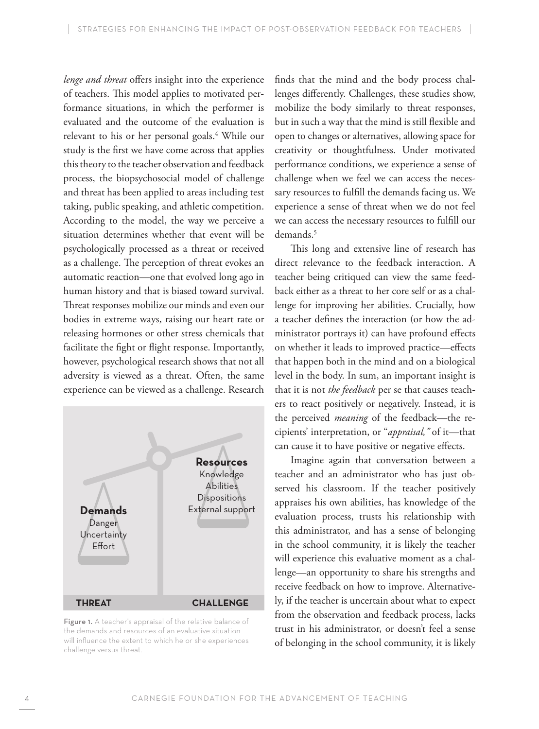*lenge and threat* offers insight into the experience of teachers. This model applies to motivated performance situations, in which the performer is evaluated and the outcome of the evaluation is relevant to his or her personal goals.[4] While our study is the first we have come across that applies this theory to the teacher observation and feedback process, the biopsychosocial model of challenge and threat has been applied to areas including test taking, public speaking, and athletic competition. According to the model, the way we perceive a situation determines whether that event will be psychologically processed as a threat or received as a challenge. The perception of threat evokes an automatic reaction—one that evolved long ago in human history and that is biased toward survival. Threat responses mobilize our minds and even our bodies in extreme ways, raising our heart rate or releasing hormones or other stress chemicals that facilitate the fight or flight response. Importantly, however, psychological research shows that not all adversity is viewed as a threat. Often, the same experience can be viewed as a challenge. Research finds that the mind and the body process challenges differently. Challenges, these studies show, mobilize the body similarly to threat responses, but in such a way that the mind is still flexible and open to changes or alternatives, allowing space for creativity or thoughtfulness. Under motivated performance conditions, we experience a sense of challenge when we feel we can access the necessary resources to fulfill the demands facing us. We experience a sense of threat when we do not feel we can access the necessary resources to fulfill our demands.[5]

**Demands**
Danger
Uncertainty
Effort

**Resources**
Knowledge
Abilities
Dispositions
External support

**THREAT** **CHALLENGE**

**Figure 1.** A teacher's appraisal of the relative balance of the demands and resources of an evaluative situation will influence the extent to which he or she experiences challenge versus threat.

This long and extensive line of research has direct relevance to the feedback interaction. A teacher being critiqued can view the same feedback either as a threat to her core self or as a challenge for improving her abilities. Crucially, how a teacher defines the interaction (or how the administrator portrays it) can have profound effects on whether it leads to improved practice—effects that happen both in the mind and on a biological level in the body. In sum, an important insight is that it is not *the feedback* per se that causes teachers to react positively or negatively. Instead, it is the perceived *meaning* of the feedback—the recipients' interpretation, or "*appraisal,*" of it—that can cause it to have positive or negative effects.

Imagine again that conversation between a teacher and an administrator who has just observed his classroom. If the teacher positively appraises his own abilities, has knowledge of the evaluation process, trusts his relationship with this administrator, and has a sense of belonging in the school community, it is likely the teacher will experience this evaluative moment as a challenge—an opportunity to share his strengths and receive feedback on how to improve. Alternatively, if the teacher is uncertain about what to expect from the observation and feedback process, lacks trust in his administrator, or doesn't feel a sense of belonging in the school community, it is likely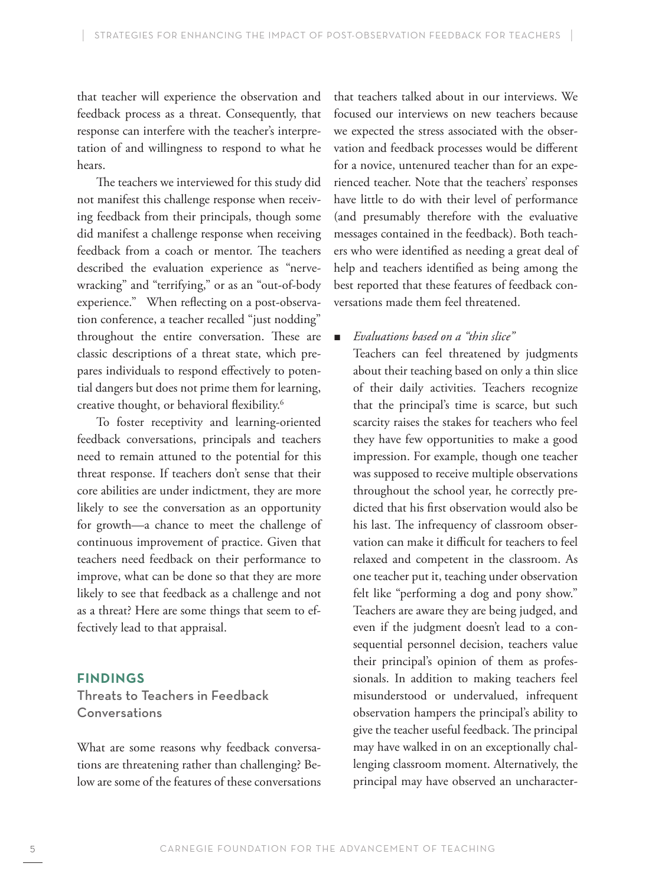that teacher will experience the observation and feedback process as a threat. Consequently, that response can interfere with the teacher's interpretation of and willingness to respond to what he hears.

The teachers we interviewed for this study did not manifest this challenge response when receiving feedback from their principals, though some did manifest a challenge response when receiving feedback from a coach or mentor. The teachers described the evaluation experience as "nerve-wracking" and "terrifying," or as an "out-of-body experience." When reflecting on a post-observation conference, a teacher recalled "just nodding" throughout the entire conversation. These are classic descriptions of a threat state, which prepares individuals to respond effectively to potential dangers but does not prime them for learning, creative thought, or behavioral flexibility.[6]

To foster receptivity and learning-oriented feedback conversations, principals and teachers need to remain attuned to the potential for this threat response. If teachers don't sense that their core abilities are under indictment, they are more likely to see the conversation as an opportunity for growth—a chance to meet the challenge of continuous improvement of practice. Given that teachers need feedback on their performance to improve, what can be done so that they are more likely to see that feedback as a challenge and not as a threat? Here are some things that seem to effectively lead to that appraisal.

## FINDINGS

### Threats to Teachers in Feedback Conversations

What are some reasons why feedback conversations are threatening rather than challenging? Below are some of the features of these conversations that teachers talked about in our interviews. We focused our interviews on new teachers because we expected the stress associated with the observation and feedback processes would be different for a novice, untenured teacher than for an experienced teacher. Note that the teachers' responses have little to do with their level of performance (and presumably therefore with the evaluative messages contained in the feedback). Both teachers who were identified as needing a great deal of help and teachers identified as being among the best reported that these features of feedback conversations made them feel threatened.

- *Evaluations based on a "thin slice"*

  Teachers can feel threatened by judgments about their teaching based on only a thin slice of their daily activities. Teachers recognize that the principal's time is scarce, but such scarcity raises the stakes for teachers who feel they have few opportunities to make a good impression. For example, though one teacher was supposed to receive multiple observations throughout the school year, he correctly predicted that his first observation would also be his last. The infrequency of classroom observation can make it difficult for teachers to feel relaxed and competent in the classroom. As one teacher put it, teaching under observation felt like "performing a dog and pony show." Teachers are aware they are being judged, and even if the judgment doesn't lead to a consequential personnel decision, teachers value their principal's opinion of them as professionals. In addition to making teachers feel misunderstood or undervalued, infrequent observation hampers the principal's ability to give the teacher useful feedback. The principal may have walked in on an exceptionally challenging classroom moment. Alternatively, the principal may have observed an uncharacter-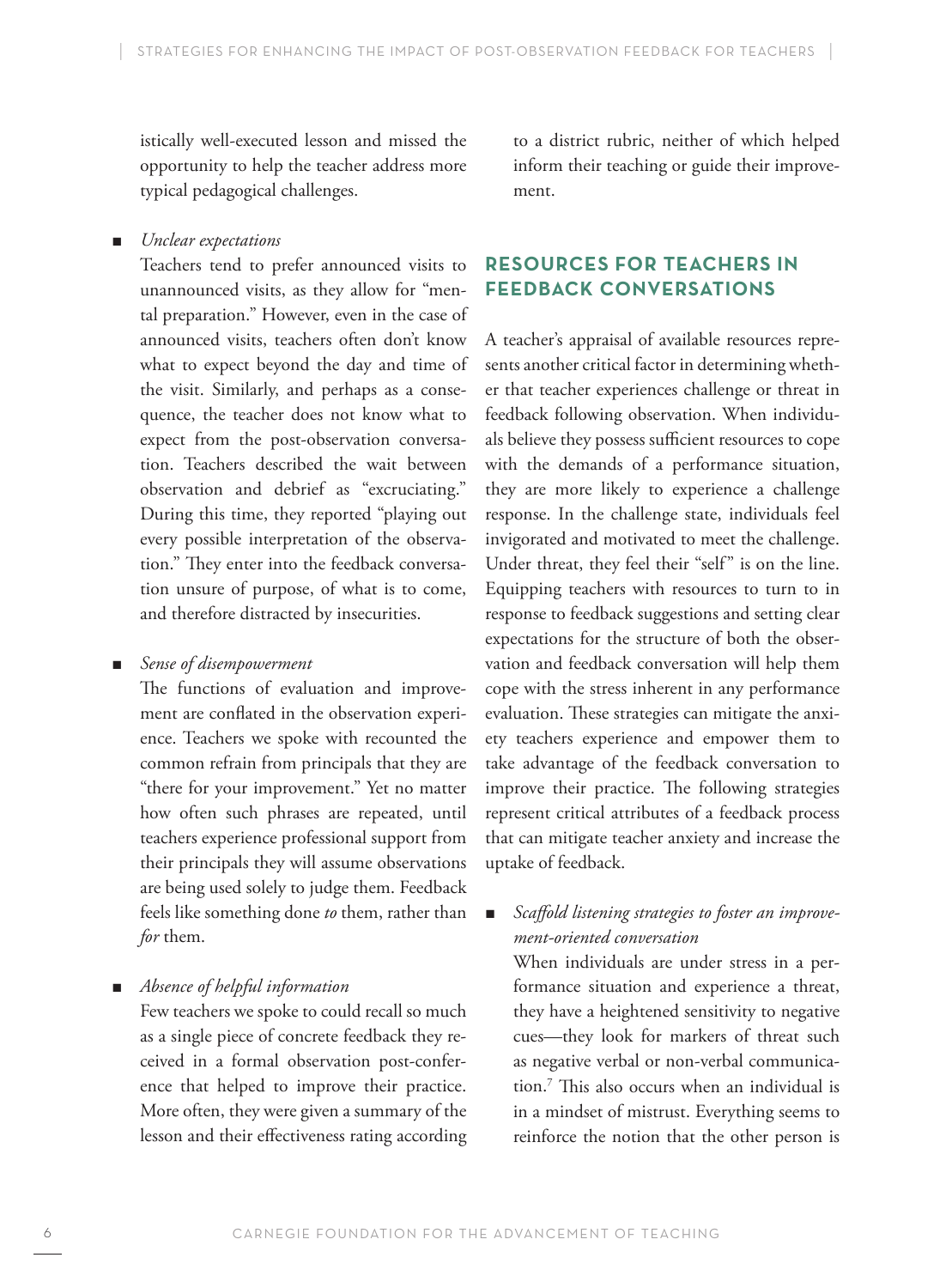istically well-executed lesson and missed the opportunity to help the teacher address more typical pedagogical challenges.

- *Unclear expectations*

  Teachers tend to prefer announced visits to unannounced visits, as they allow for "mental preparation." However, even in the case of announced visits, teachers often don't know what to expect beyond the day and time of the visit. Similarly, and perhaps as a consequence, the teacher does not know what to expect from the post-observation conversation. Teachers described the wait between observation and debrief as "excruciating." During this time, they reported "playing out every possible interpretation of the observation." They enter into the feedback conversation unsure of purpose, of what is to come, and therefore distracted by insecurities.

- *Sense of disempowerment*

  The functions of evaluation and improvement are conflated in the observation experience. Teachers we spoke with recounted the common refrain from principals that they are "there for your improvement." Yet no matter how often such phrases are repeated, until teachers experience professional support from their principals they will assume observations are being used solely to judge them. Feedback feels like something done *to* them, rather than *for* them.

- *Absence of helpful information*

  Few teachers we spoke to could recall so much as a single piece of concrete feedback they received in a formal observation post-conference that helped to improve their practice. More often, they were given a summary of the lesson and their effectiveness rating according to a district rubric, neither of which helped inform their teaching or guide their improvement.

## RESOURCES FOR TEACHERS IN FEEDBACK CONVERSATIONS

A teacher's appraisal of available resources represents another critical factor in determining whether that teacher experiences challenge or threat in feedback following observation. When individuals believe they possess sufficient resources to cope with the demands of a performance situation, they are more likely to experience a challenge response. In the challenge state, individuals feel invigorated and motivated to meet the challenge. Under threat, they feel their "self" is on the line. Equipping teachers with resources to turn to in response to feedback suggestions and setting clear expectations for the structure of both the observation and feedback conversation will help them cope with the stress inherent in any performance evaluation. These strategies can mitigate the anxiety teachers experience and empower them to take advantage of the feedback conversation to improve their practice. The following strategies represent critical attributes of a feedback process that can mitigate teacher anxiety and increase the uptake of feedback.

- *Scaffold listening strategies to foster an improvement-oriented conversation*

  When individuals are under stress in a performance situation and experience a threat, they have a heightened sensitivity to negative cues—they look for markers of threat such as negative verbal or non-verbal communication.[7] This also occurs when an individual is in a mindset of mistrust. Everything seems to reinforce the notion that the other person is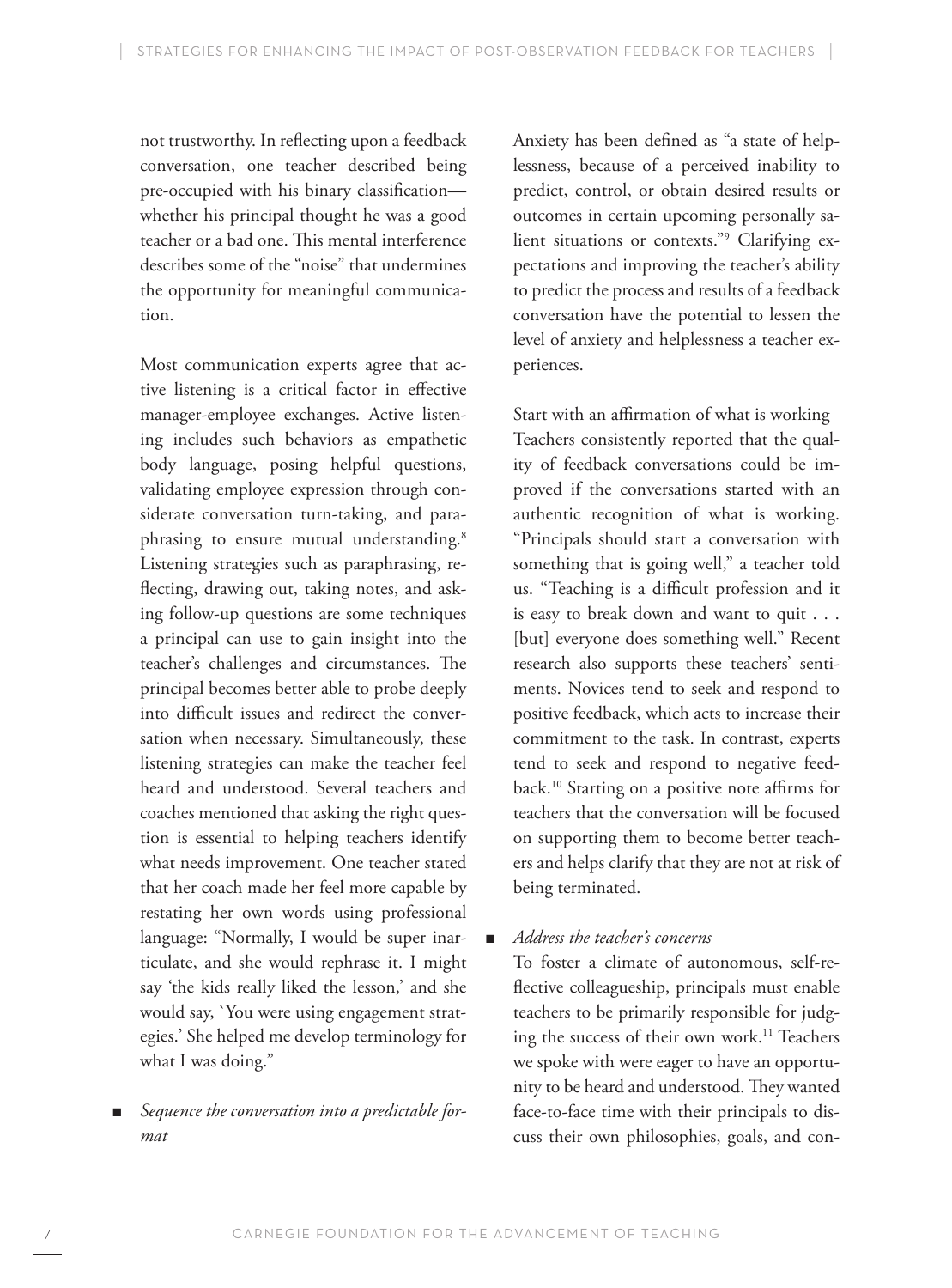not trustworthy. In reflecting upon a feedback conversation, one teacher described being pre-occupied with his binary classification—whether his principal thought he was a good teacher or a bad one. This mental interference describes some of the "noise" that undermines the opportunity for meaningful communication.

Most communication experts agree that active listening is a critical factor in effective manager-employee exchanges. Active listening includes such behaviors as empathetic body language, posing helpful questions, validating employee expression through considerate conversation turn-taking, and paraphrasing to ensure mutual understanding.[8] Listening strategies such as paraphrasing, reflecting, drawing out, taking notes, and asking follow-up questions are some techniques a principal can use to gain insight into the teacher's challenges and circumstances. The principal becomes better able to probe deeply into difficult issues and redirect the conversation when necessary. Simultaneously, these listening strategies can make the teacher feel heard and understood. Several teachers and coaches mentioned that asking the right question is essential to helping teachers identify what needs improvement. One teacher stated that her coach made her feel more capable by restating her own words using professional language: "Normally, I would be super inarticulate, and she would rephrase it. I might say 'the kids really liked the lesson,' and she would say, `You were using engagement strategies.' She helped me develop terminology for what I was doing."

- *Sequence the conversation into a predictable format*

Anxiety has been defined as "a state of helplessness, because of a perceived inability to predict, control, or obtain desired results or outcomes in certain upcoming personally salient situations or contexts."[9] Clarifying expectations and improving the teacher's ability to predict the process and results of a feedback conversation have the potential to lessen the level of anxiety and helplessness a teacher experiences.

Start with an affirmation of what is working
Teachers consistently reported that the quality of feedback conversations could be improved if the conversations started with an authentic recognition of what is working. "Principals should start a conversation with something that is going well," a teacher told us. "Teaching is a difficult profession and it is easy to break down and want to quit . . . [but] everyone does something well." Recent research also supports these teachers' sentiments. Novices tend to seek and respond to positive feedback, which acts to increase their commitment to the task. In contrast, experts tend to seek and respond to negative feedback.[10] Starting on a positive note affirms for teachers that the conversation will be focused on supporting them to become better teachers and helps clarify that they are not at risk of being terminated.

- *Address the teacher's concerns*

  To foster a climate of autonomous, self-reflective colleagueship, principals must enable teachers to be primarily responsible for judging the success of their own work.[11] Teachers we spoke with were eager to have an opportunity to be heard and understood. They wanted face-to-face time with their principals to discuss their own philosophies, goals, and con-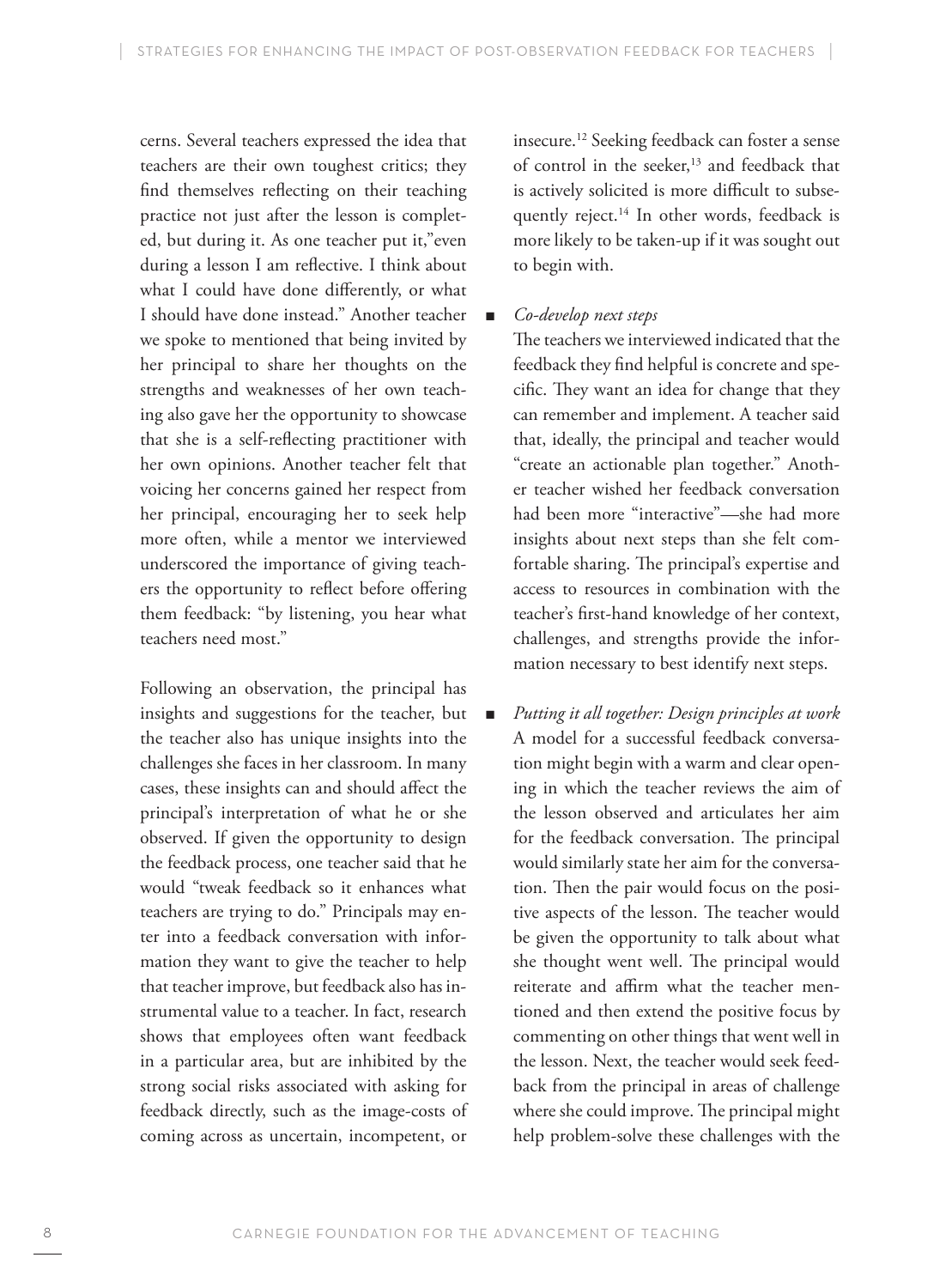cerns. Several teachers expressed the idea that teachers are their own toughest critics; they find themselves reflecting on their teaching practice not just after the lesson is completed, but during it. As one teacher put it,"even during a lesson I am reflective. I think about what I could have done differently, or what I should have done instead." Another teacher we spoke to mentioned that being invited by her principal to share her thoughts on the strengths and weaknesses of her own teaching also gave her the opportunity to showcase that she is a self-reflecting practitioner with her own opinions. Another teacher felt that voicing her concerns gained her respect from her principal, encouraging her to seek help more often, while a mentor we interviewed underscored the importance of giving teachers the opportunity to reflect before offering them feedback: "by listening, you hear what teachers need most."

Following an observation, the principal has insights and suggestions for the teacher, but the teacher also has unique insights into the challenges she faces in her classroom. In many cases, these insights can and should affect the principal's interpretation of what he or she observed. If given the opportunity to design the feedback process, one teacher said that he would "tweak feedback so it enhances what teachers are trying to do." Principals may enter into a feedback conversation with information they want to give the teacher to help that teacher improve, but feedback also has instrumental value to a teacher. In fact, research shows that employees often want feedback in a particular area, but are inhibited by the strong social risks associated with asking for feedback directly, such as the image-costs of coming across as uncertain, incompetent, or insecure.[12] Seeking feedback can foster a sense of control in the seeker,[13] and feedback that is actively solicited is more difficult to subsequently reject.[14] In other words, feedback is more likely to be taken-up if it was sought out to begin with.

- *Co-develop next steps*
  The teachers we interviewed indicated that the feedback they find helpful is concrete and specific. They want an idea for change that they can remember and implement. A teacher said that, ideally, the principal and teacher would "create an actionable plan together." Another teacher wished her feedback conversation had been more "interactive"—she had more insights about next steps than she felt comfortable sharing. The principal's expertise and access to resources in combination with the teacher's first-hand knowledge of her context, challenges, and strengths provide the information necessary to best identify next steps.

- *Putting it all together: Design principles at work*
  A model for a successful feedback conversation might begin with a warm and clear opening in which the teacher reviews the aim of the lesson observed and articulates her aim for the feedback conversation. The principal would similarly state her aim for the conversation. Then the pair would focus on the positive aspects of the lesson. The teacher would be given the opportunity to talk about what she thought went well. The principal would reiterate and affirm what the teacher mentioned and then extend the positive focus by commenting on other things that went well in the lesson. Next, the teacher would seek feedback from the principal in areas of challenge where she could improve. The principal might help problem-solve these challenges with the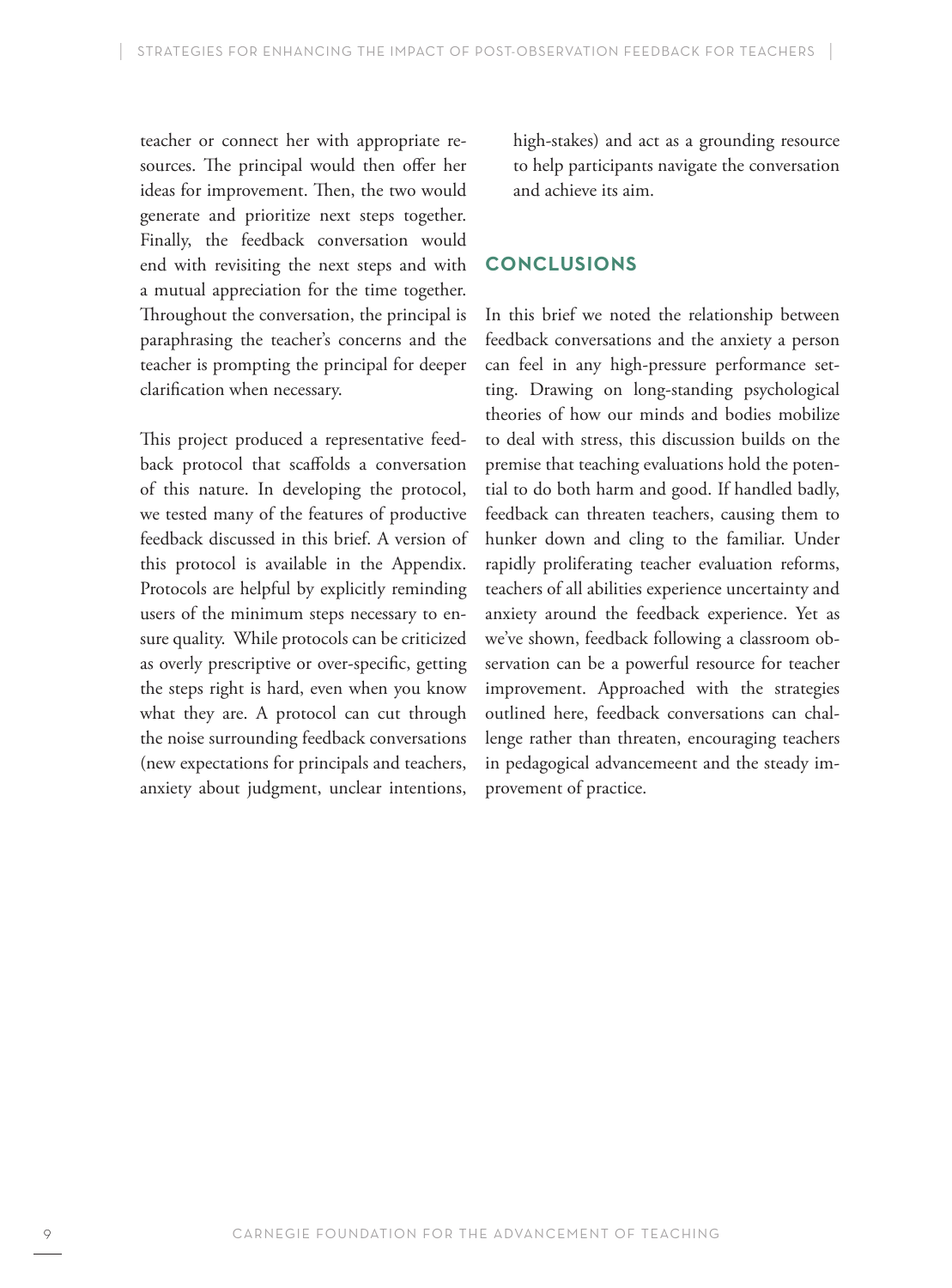teacher or connect her with appropriate resources. The principal would then offer her ideas for improvement. Then, the two would generate and prioritize next steps together. Finally, the feedback conversation would end with revisiting the next steps and with a mutual appreciation for the time together. Throughout the conversation, the principal is paraphrasing the teacher's concerns and the teacher is prompting the principal for deeper clarification when necessary.

This project produced a representative feedback protocol that scaffolds a conversation of this nature. In developing the protocol, we tested many of the features of productive feedback discussed in this brief. A version of this protocol is available in the Appendix. Protocols are helpful by explicitly reminding users of the minimum steps necessary to ensure quality. While protocols can be criticized as overly prescriptive or over-specific, getting the steps right is hard, even when you know what they are. A protocol can cut through the noise surrounding feedback conversations (new expectations for principals and teachers, anxiety about judgment, unclear intentions, high-stakes) and act as a grounding resource to help participants navigate the conversation and achieve its aim.

## CONCLUSIONS

In this brief we noted the relationship between feedback conversations and the anxiety a person can feel in any high-pressure performance setting. Drawing on long-standing psychological theories of how our minds and bodies mobilize to deal with stress, this discussion builds on the premise that teaching evaluations hold the potential to do both harm and good. If handled badly, feedback can threaten teachers, causing them to hunker down and cling to the familiar. Under rapidly proliferating teacher evaluation reforms, teachers of all abilities experience uncertainty and anxiety around the feedback experience. Yet as we've shown, feedback following a classroom observation can be a powerful resource for teacher improvement. Approached with the strategies outlined here, feedback conversations can challenge rather than threaten, encouraging teachers in pedagogical advancemeent and the steady improvement of practice.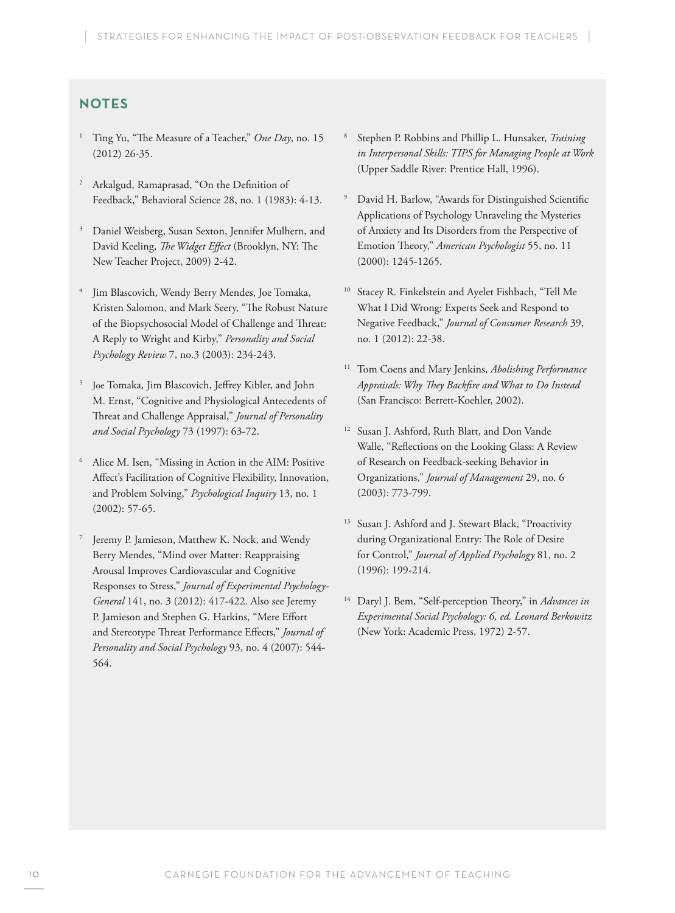## NOTES

1. Ting Yu, "The Measure of a Teacher," *One Day*, no. 15 (2012) 26-35.

2. Arkalgud, Ramaprasad, "On the Definition of Feedback," Behavioral Science 28, no. 1 (1983): 4-13.

3. Daniel Weisberg, Susan Sexton, Jennifer Mulhern, and David Keeling, *The Widget Effect* (Brooklyn, NY: The New Teacher Project, 2009) 2-42.

4. Jim Blascovich, Wendy Berry Mendes, Joe Tomaka, Kristen Salomon, and Mark Seery, "The Robust Nature of the Biopsychosocial Model of Challenge and Threat: A Reply to Wright and Kirby," *Personality and Social Psychology Review* 7, no.3 (2003): 234-243.

5. Joe Tomaka, Jim Blascovich, Jeffrey Kibler, and John M. Ernst, "Cognitive and Physiological Antecedents of Threat and Challenge Appraisal," *Journal of Personality and Social Psychology* 73 (1997): 63-72.

6. Alice M. Isen, "Missing in Action in the AIM: Positive Affect's Facilitation of Cognitive Flexibility, Innovation, and Problem Solving," *Psychological Inquiry* 13, no. 1 (2002): 57-65.

7. Jeremy P. Jamieson, Matthew K. Nock, and Wendy Berry Mendes, "Mind over Matter: Reappraising Arousal Improves Cardiovascular and Cognitive Responses to Stress," *Journal of Experimental Psychology-General* 141, no. 3 (2012): 417-422. Also see Jeremy P. Jamieson and Stephen G. Harkins, "Mere Effort and Stereotype Threat Performance Effects," *Journal of Personality and Social Psychology* 93, no. 4 (2007): 544-564.

8. Stephen P. Robbins and Phillip L. Hunsaker, *Training in Interpersonal Skills: TIPS for Managing People at Work* (Upper Saddle River: Prentice Hall, 1996).

9. David H. Barlow, "Awards for Distinguished Scientific Applications of Psychology Unraveling the Mysteries of Anxiety and Its Disorders from the Perspective of Emotion Theory," *American Psychologist* 55, no. 11 (2000): 1245-1265.

10. Stacey R. Finkelstein and Ayelet Fishbach, "Tell Me What I Did Wrong: Experts Seek and Respond to Negative Feedback," *Journal of Consumer Research* 39, no. 1 (2012): 22-38.

11. Tom Coens and Mary Jenkins, *Abolishing Performance Appraisals: Why They Backfire and What to Do Instead* (San Francisco: Berrett-Koehler, 2002).

12. Susan J. Ashford, Ruth Blatt, and Don Vande Walle, "Reflections on the Looking Glass: A Review of Research on Feedback-seeking Behavior in Organizations," *Journal of Management* 29, no. 6 (2003): 773-799.

13. Susan J. Ashford and J. Stewart Black, "Proactivity during Organizational Entry: The Role of Desire for Control," *Journal of Applied Psychology* 81, no. 2 (1996): 199-214.

14. Daryl J. Bem, "Self-perception Theory," in *Advances in Experimental Social Psychology: 6, ed. Leonard Berkowitz* (New York: Academic Press, 1972) 2-57.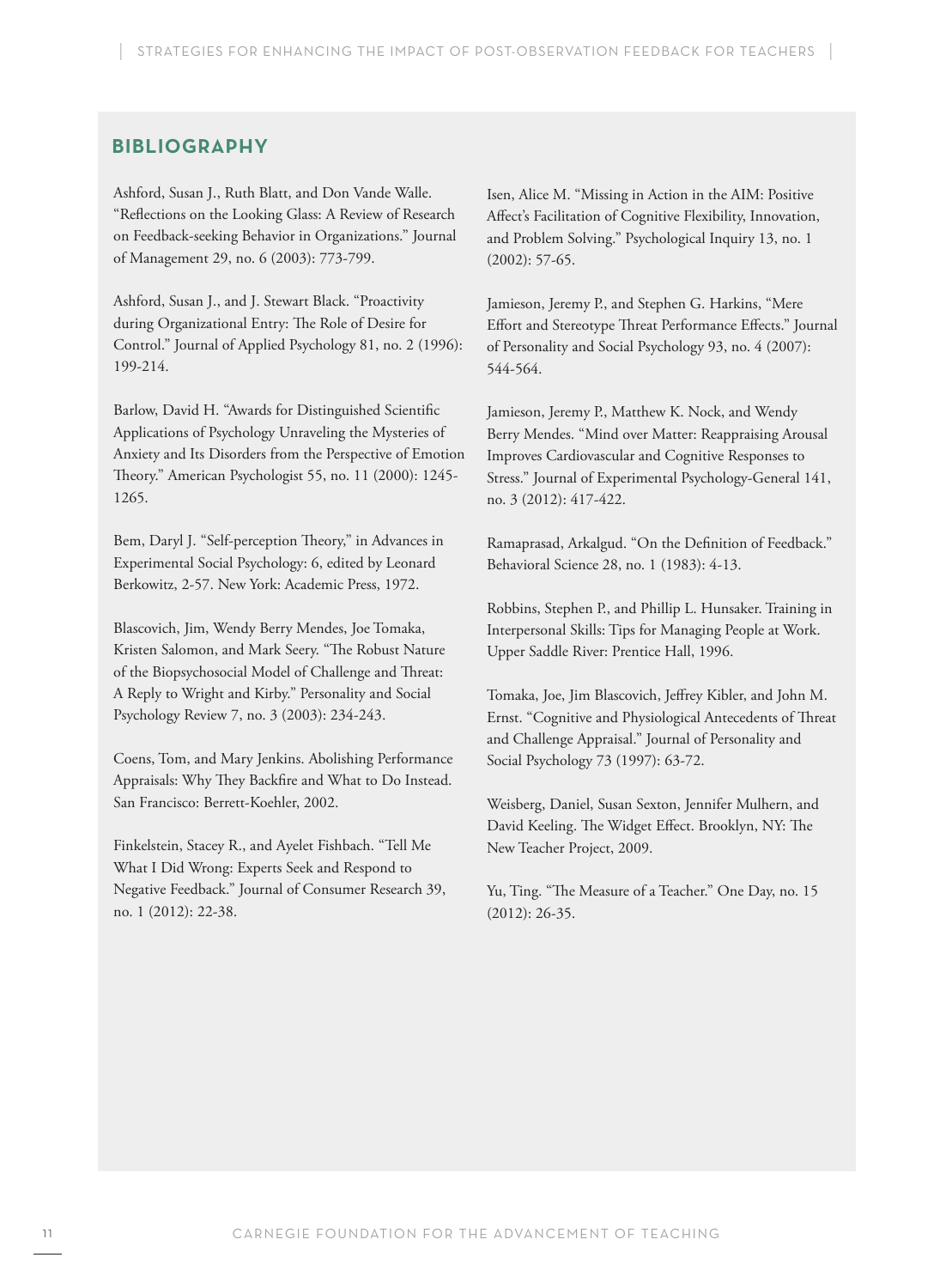## BIBLIOGRAPHY

Ashford, Susan J., Ruth Blatt, and Don Vande Walle. "Reflections on the Looking Glass: A Review of Research on Feedback-seeking Behavior in Organizations." Journal of Management 29, no. 6 (2003): 773-799.

Ashford, Susan J., and J. Stewart Black. "Proactivity during Organizational Entry: The Role of Desire for Control." Journal of Applied Psychology 81, no. 2 (1996): 199-214.

Barlow, David H. "Awards for Distinguished Scientific Applications of Psychology Unraveling the Mysteries of Anxiety and Its Disorders from the Perspective of Emotion Theory." American Psychologist 55, no. 11 (2000): 1245-1265.

Bem, Daryl J. "Self-perception Theory," in Advances in Experimental Social Psychology: 6, edited by Leonard Berkowitz, 2-57. New York: Academic Press, 1972.

Blascovich, Jim, Wendy Berry Mendes, Joe Tomaka, Kristen Salomon, and Mark Seery. "The Robust Nature of the Biopsychosocial Model of Challenge and Threat: A Reply to Wright and Kirby." Personality and Social Psychology Review 7, no. 3 (2003): 234-243.

Coens, Tom, and Mary Jenkins. Abolishing Performance Appraisals: Why They Backfire and What to Do Instead. San Francisco: Berrett-Koehler, 2002.

Finkelstein, Stacey R., and Ayelet Fishbach. "Tell Me What I Did Wrong: Experts Seek and Respond to Negative Feedback." Journal of Consumer Research 39, no. 1 (2012): 22-38.

Isen, Alice M. "Missing in Action in the AIM: Positive Affect's Facilitation of Cognitive Flexibility, Innovation, and Problem Solving." Psychological Inquiry 13, no. 1 (2002): 57-65.

Jamieson, Jeremy P., and Stephen G. Harkins, "Mere Effort and Stereotype Threat Performance Effects." Journal of Personality and Social Psychology 93, no. 4 (2007): 544-564.

Jamieson, Jeremy P., Matthew K. Nock, and Wendy Berry Mendes. "Mind over Matter: Reappraising Arousal Improves Cardiovascular and Cognitive Responses to Stress." Journal of Experimental Psychology-General 141, no. 3 (2012): 417-422.

Ramaprasad, Arkalgud. "On the Definition of Feedback." Behavioral Science 28, no. 1 (1983): 4-13.

Robbins, Stephen P., and Phillip L. Hunsaker. Training in Interpersonal Skills: Tips for Managing People at Work. Upper Saddle River: Prentice Hall, 1996.

Tomaka, Joe, Jim Blascovich, Jeffrey Kibler, and John M. Ernst. "Cognitive and Physiological Antecedents of Threat and Challenge Appraisal." Journal of Personality and Social Psychology 73 (1997): 63-72.

Weisberg, Daniel, Susan Sexton, Jennifer Mulhern, and David Keeling. The Widget Effect. Brooklyn, NY: The New Teacher Project, 2009.

Yu, Ting. "The Measure of a Teacher." One Day, no. 15 (2012): 26-35.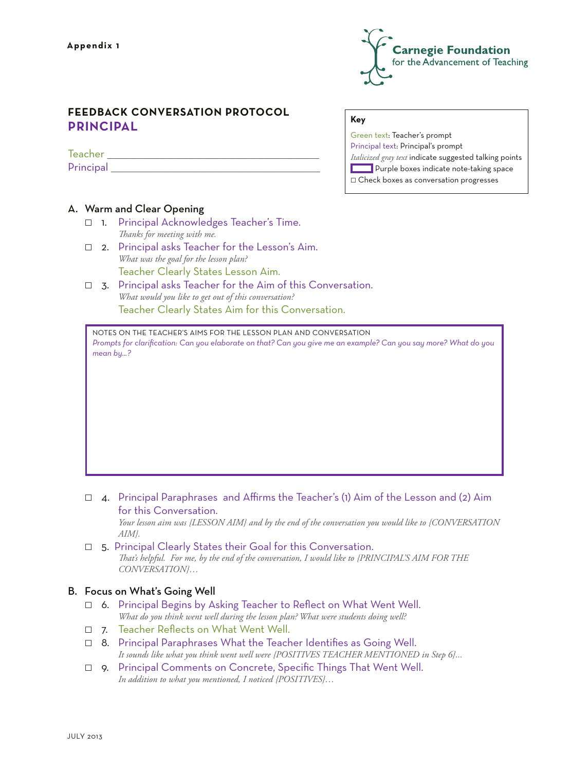**Appendix 1**

Carnegie Foundation for the Advancement of Teaching

## FEEDBACK CONVERSATION PROTOCOL
## PRINCIPAL

Teacher ________________________________________

Principal ________________________________________

**Key**

Green text: Teacher's prompt
Principal text: Principal's prompt
*Italicized gray text* indicate suggested talking points
Purple boxes indicate note-taking space
☐ Check boxes as conversation progresses

### A. Warm and Clear Opening

☐ 1. Principal Acknowledges Teacher's Time.
*Thanks for meeting with me.*

☐ 2. Principal asks Teacher for the Lesson's Aim.
*What was the goal for the lesson plan?*
Teacher Clearly States Lesson Aim.

☐ 3. Principal asks Teacher for the Aim of this Conversation.
*What would you like to get out of this conversation?*
Teacher Clearly States Aim for this Conversation.

NOTES ON THE TEACHER'S AIMS FOR THE LESSON PLAN AND CONVERSATION
*Prompts for clarification: Can you elaborate on that? Can you give me an example? Can you say more? What do you mean by...?*

☐ 4. Principal Paraphrases and Affirms the Teacher's (1) Aim of the Lesson and (2) Aim for this Conversation.
*Your lesson aim was {LESSON AIM} and by the end of the conversation you would like to {CONVERSATION AIM}.*

☐ 5. Principal Clearly States their Goal for this Conversation.
*That's helpful. For me, by the end of the conversation, I would like to {PRINCIPAL'S AIM FOR THE CONVERSATION}…*

### B. Focus on What's Going Well

☐ 6. Principal Begins by Asking Teacher to Reflect on What Went Well.
*What do you think went well during the lesson plan? What were students doing well?*

☐ 7. Teacher Reflects on What Went Well.

☐ 8. Principal Paraphrases What the Teacher Identifies as Going Well.
*It sounds like what you think went well were {POSITIVES TEACHER MENTIONED in Step 6}...*

☐ 9. Principal Comments on Concrete, Specific Things That Went Well.
*In addition to what you mentioned, I noticed {POSITIVES}…*

JULY 2013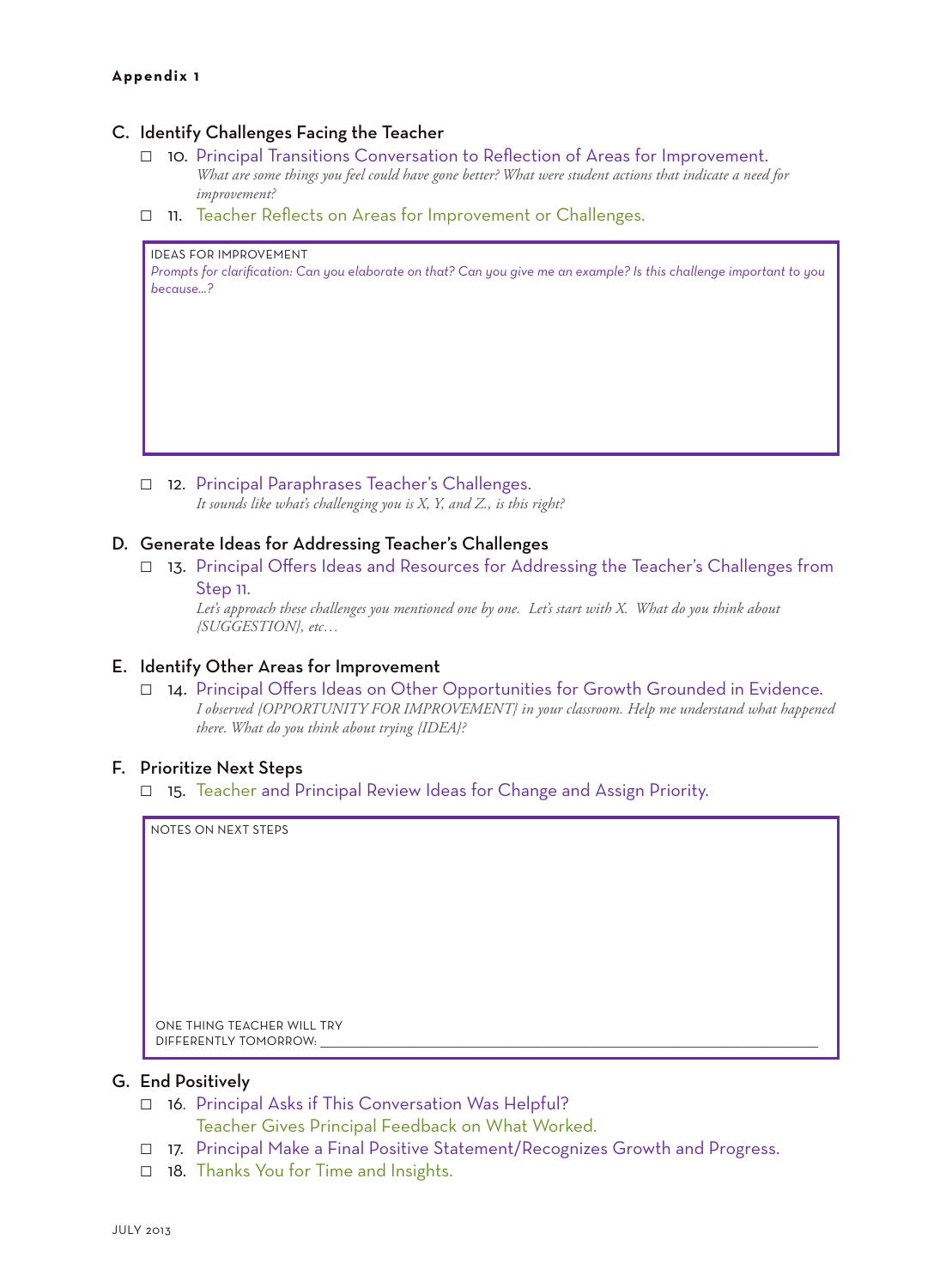**Appendix 1**

## C. Identify Challenges Facing the Teacher

- ☐ 10. Principal Transitions Conversation to Reflection of Areas for Improvement.
  *What are some things you feel could have gone better? What were student actions that indicate a need for improvement?*
- ☐ 11. Teacher Reflects on Areas for Improvement or Challenges.

| IDEAS FOR IMPROVEMENT |
|---|
| *Prompts for clarification: Can you elaborate on that? Can you give me an example? Is this challenge important to you because...?* |

- ☐ 12. Principal Paraphrases Teacher's Challenges.
  *It sounds like what's challenging you is X, Y, and Z., is this right?*

## D. Generate Ideas for Addressing Teacher's Challenges

- ☐ 13. Principal Offers Ideas and Resources for Addressing the Teacher's Challenges from Step 11.
  *Let's approach these challenges you mentioned one by one. Let's start with X. What do you think about {SUGGESTION}, etc…*

## E. Identify Other Areas for Improvement

- ☐ 14. Principal Offers Ideas on Other Opportunities for Growth Grounded in Evidence.
  *I observed {OPPORTUNITY FOR IMPROVEMENT} in your classroom. Help me understand what happened there. What do you think about trying {IDEA}?*

## F. Prioritize Next Steps

- ☐ 15. Teacher and Principal Review Ideas for Change and Assign Priority.

| NOTES ON NEXT STEPS |
|---|
| ONE THING TEACHER WILL TRY DIFFERENTLY TOMORROW: ______________________ |

## G. End Positively

- ☐ 16. Principal Asks if This Conversation Was Helpful?
  Teacher Gives Principal Feedback on What Worked.
- ☐ 17. Principal Make a Final Positive Statement/Recognizes Growth and Progress.
- ☐ 18. Thanks You for Time and Insights.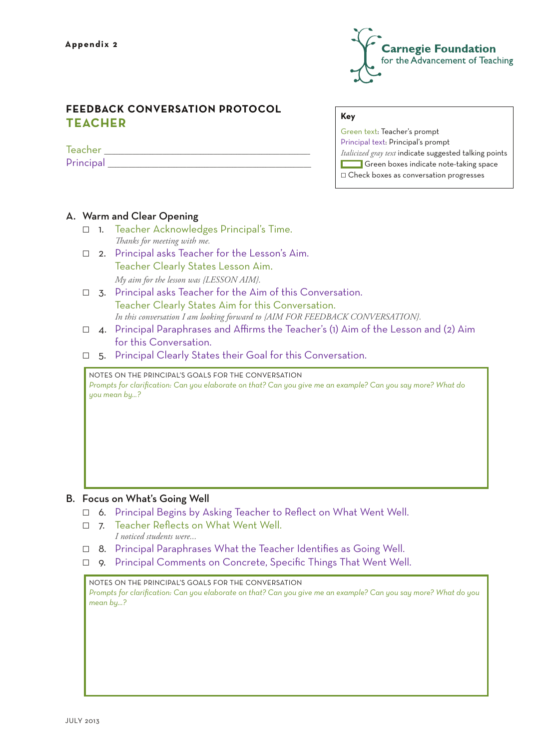Appendix 2

Carnegie Foundation for the Advancement of Teaching

## FEEDBACK CONVERSATION PROTOCOL
## TEACHER

Teacher ___________________________________

Principal ___________________________________

**Key**

Green text: Teacher's prompt
Principal text: Principal's prompt
*Italicized gray text* indicate suggested talking points
Green boxes indicate note-taking space
☐ Check boxes as conversation progresses

### A. Warm and Clear Opening

- ☐ 1. Teacher Acknowledges Principal's Time.
  *Thanks for meeting with me.*
- ☐ 2. Principal asks Teacher for the Lesson's Aim.
  Teacher Clearly States Lesson Aim.
  *My aim for the lesson was {LESSON AIM}.*
- ☐ 3. Principal asks Teacher for the Aim of this Conversation.
  Teacher Clearly States Aim for this Conversation.
  *In this conversation I am looking forward to {AIM FOR FEEDBACK CONVERSATION}.*
- ☐ 4. Principal Paraphrases and Affirms the Teacher's (1) Aim of the Lesson and (2) Aim for this Conversation.
- ☐ 5. Principal Clearly States their Goal for this Conversation.

NOTES ON THE PRINCIPAL'S GOALS FOR THE CONVERSATION
*Prompts for clarification: Can you elaborate on that? Can you give me an example? Can you say more? What do you mean by...?*

### B. Focus on What's Going Well

- ☐ 6. Principal Begins by Asking Teacher to Reflect on What Went Well.
- ☐ 7. Teacher Reflects on What Went Well.
  *I noticed students were...*
- ☐ 8. Principal Paraphrases What the Teacher Identifies as Going Well.
- ☐ 9. Principal Comments on Concrete, Specific Things That Went Well.

NOTES ON THE PRINCIPAL'S GOALS FOR THE CONVERSATION
*Prompts for clarification: Can you elaborate on that? Can you give me an example? Can you say more? What do you mean by...?*

JULY 2013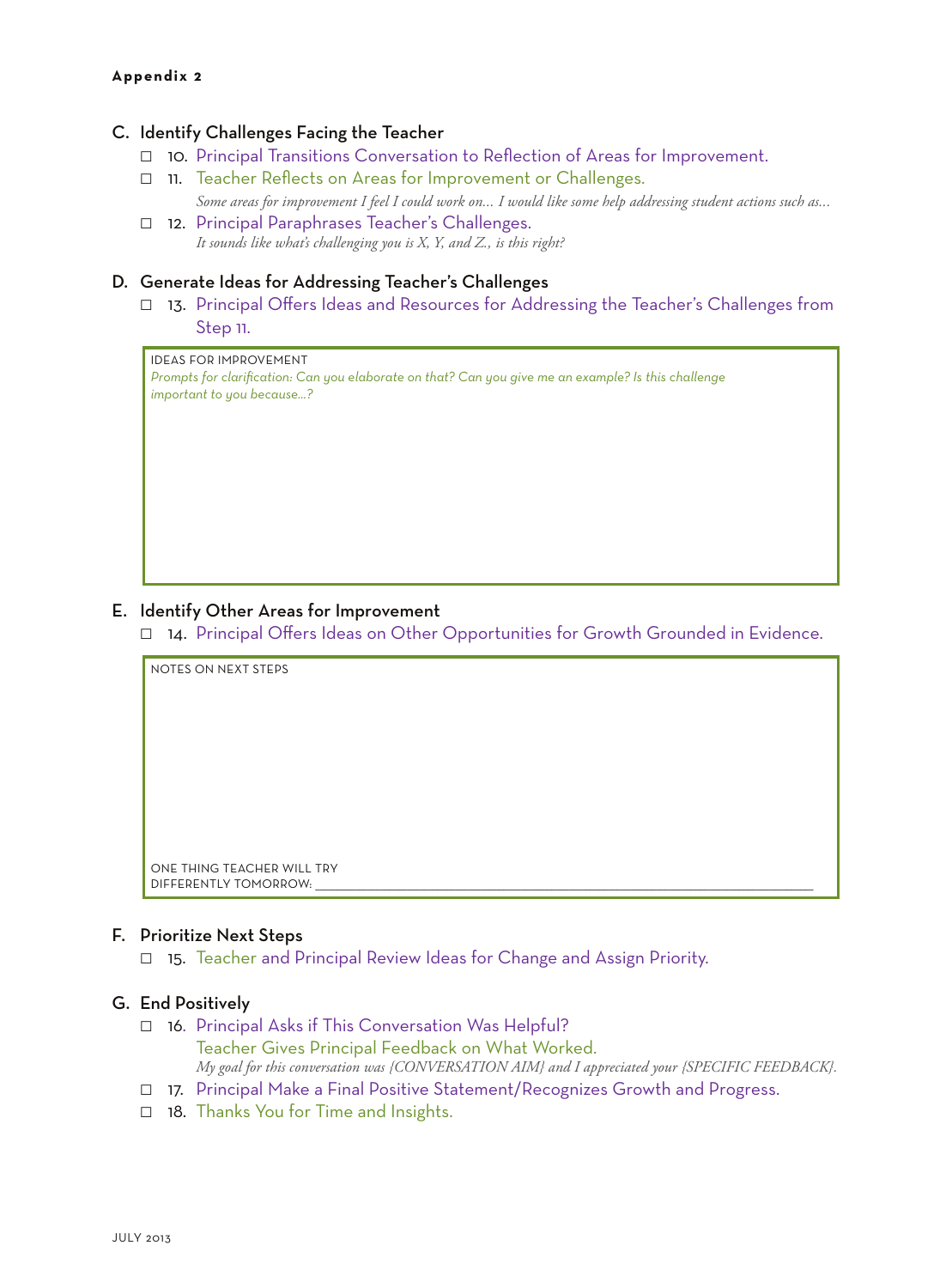### C. Identify Challenges Facing the Teacher

- ☐ 10. Principal Transitions Conversation to Reflection of Areas for Improvement.
- ☐ 11. Teacher Reflects on Areas for Improvement or Challenges.
  *Some areas for improvement I feel I could work on... I would like some help addressing student actions such as...*
- ☐ 12. Principal Paraphrases Teacher's Challenges.
  *It sounds like what's challenging you is X, Y, and Z., is this right?*

### D. Generate Ideas for Addressing Teacher's Challenges

- ☐ 13. Principal Offers Ideas and Resources for Addressing the Teacher's Challenges from Step 11.

IDEAS FOR IMPROVEMENT
*Prompts for clarification: Can you elaborate on that? Can you give me an example? Is this challenge important to you because...?*

### E. Identify Other Areas for Improvement

- ☐ 14. Principal Offers Ideas on Other Opportunities for Growth Grounded in Evidence.

NOTES ON NEXT STEPS

ONE THING TEACHER WILL TRY DIFFERENTLY TOMORROW: ______________________________

### F. Prioritize Next Steps

- ☐ 15. Teacher and Principal Review Ideas for Change and Assign Priority.

### G. End Positively

- ☐ 16. Principal Asks if This Conversation Was Helpful?
  Teacher Gives Principal Feedback on What Worked.
  *My goal for this conversation was {CONVERSATION AIM} and I appreciated your {SPECIFIC FEEDBACK}.*
- ☐ 17. Principal Make a Final Positive Statement/Recognizes Growth and Progress.
- ☐ 18. Thanks You for Time and Insights.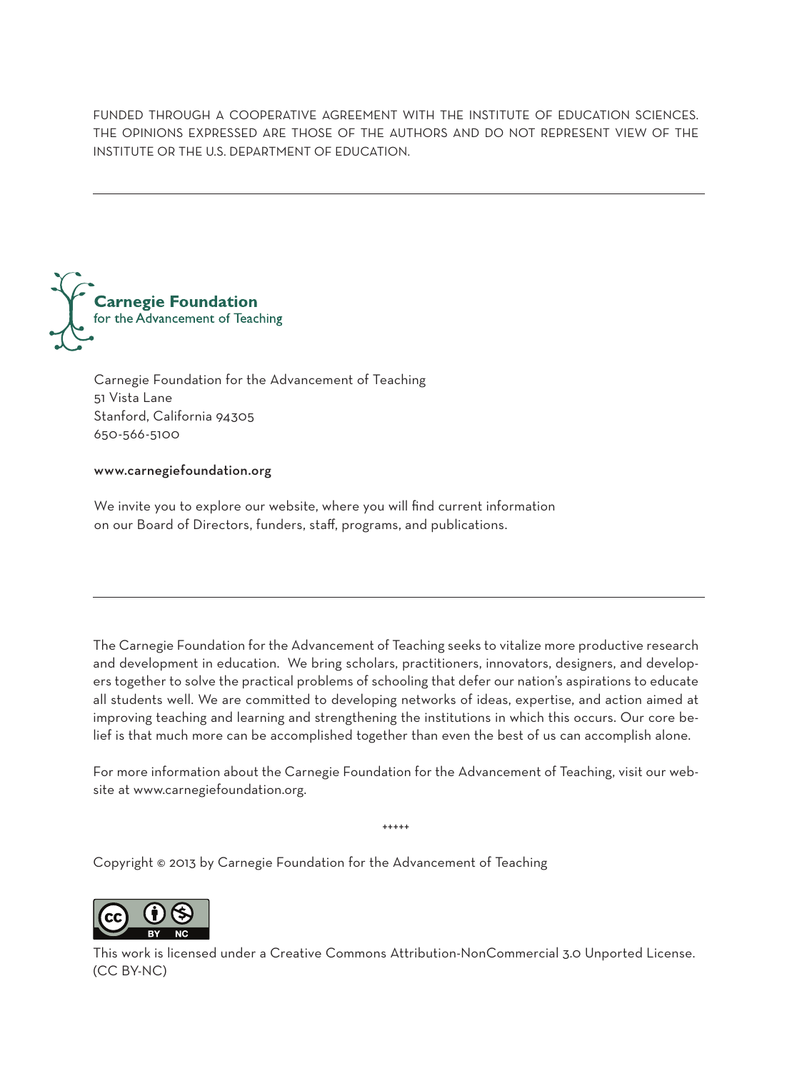FUNDED THROUGH A COOPERATIVE AGREEMENT WITH THE INSTITUTE OF EDUCATION SCIENCES. THE OPINIONS EXPRESSED ARE THOSE OF THE AUTHORS AND DO NOT REPRESENT VIEW OF THE INSTITUTE OR THE U.S. DEPARTMENT OF EDUCATION.

---

**Carnegie Foundation**
for the Advancement of Teaching

Carnegie Foundation for the Advancement of Teaching
51 Vista Lane
Stanford, California 94305
650-566-5100

www.carnegiefoundation.org

We invite you to explore our website, where you will find current information on our Board of Directors, funders, staff, programs, and publications.

---

The Carnegie Foundation for the Advancement of Teaching seeks to vitalize more productive research and development in education. We bring scholars, practitioners, innovators, designers, and developers together to solve the practical problems of schooling that defer our nation's aspirations to educate all students well. We are committed to developing networks of ideas, expertise, and action aimed at improving teaching and learning and strengthening the institutions in which this occurs. Our core belief is that much more can be accomplished together than even the best of us can accomplish alone.

For more information about the Carnegie Foundation for the Advancement of Teaching, visit our website at www.carnegiefoundation.org.

+++++

Copyright © 2013 by Carnegie Foundation for the Advancement of Teaching

This work is licensed under a Creative Commons Attribution-NonCommercial 3.0 Unported License. (CC BY-NC)